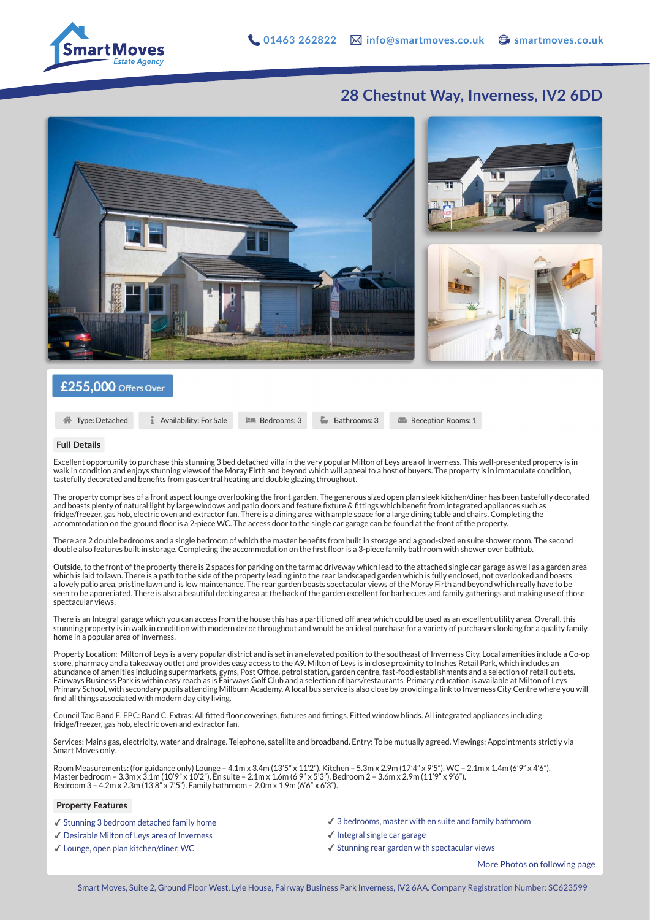Smart Moves
Estate Agency

01463 262822 | info@smartmoves.co.uk | smartmoves.co.uk

# 28 Chestnut Way, Inverness, IV2 6DD

## £255,000 Offers Over

Type: Detached | Availability: For Sale | Bedrooms: 3 | Bathrooms: 3 | Reception Rooms: 1

### Full Details

Excellent opportunity to purchase this stunning 3 bed detached villa in the very popular Milton of Leys area of Inverness. This well-presented property is in walk in condition and enjoys stunning views of the Moray Firth and beyond which will appeal to a host of buyers. The property is in immaculate condition, tastefully decorated and benefits from gas central heating and double glazing throughout.

The property comprises of a front aspect lounge overlooking the front garden. The generous sized open plan sleek kitchen/diner has been tastefully decorated and boasts plenty of natural light by large windows and patio doors and feature fixture & fittings which benefit from integrated appliances such as fridge/freezer, gas hob, electric oven and extractor fan. There is a dining area with ample space for a large dining table and chairs. Completing the accommodation on the ground floor is a 2-piece WC. The access door to the single car garage can be found at the front of the property.

There are 2 double bedrooms and a single bedroom of which the master benefits from built in storage and a good-sized en suite shower room. The second double also features built in storage. Completing the accommodation on the first floor is a 3-piece family bathroom with shower over bathtub.

Outside, to the front of the property there is 2 spaces for parking on the tarmac driveway which lead to the attached single car garage as well as a garden area which is laid to lawn. There is a path to the side of the property leading into the rear landscaped garden which is fully enclosed, not overlooked and boasts a lovely patio area, pristine lawn and is low maintenance. The rear garden boasts spectacular views of the Moray Firth and beyond which really have to be seen to be appreciated. There is also a beautiful decking area at the back of the garden excellent for barbecues and family gatherings and making use of those spectacular views.

There is an Integral garage which you can access from the house this has a partitioned off area which could be used as an excellent utility area. Overall, this stunning property is in walk in condition with modern decor throughout and would be an ideal purchase for a variety of purchasers looking for a quality family home in a popular area of Inverness.

Property Location: Milton of Leys is a very popular district and is set in an elevated position to the southeast of Inverness City. Local amenities include a Co-op store, pharmacy and a takeaway outlet and provides easy access to the A9. Milton of Leys is in close proximity to Inshes Retail Park, which includes an abundance of amenities including supermarkets, gyms, Post Office, petrol station, garden centre, fast-food establishments and a selection of retail outlets. Fairways Business Park is within easy reach as is Fairways Golf Club and a selection of bars/restaurants. Primary education is available at Milton of Leys Primary School, with secondary pupils attending Millburn Academy. A local bus service is also close by providing a link to Inverness City Centre where you will find all things associated with modern day city living.

Council Tax: Band E. EPC: Band C. Extras: All fitted floor coverings, fixtures and fittings. Fitted window blinds. All integrated appliances including fridge/freezer, gas hob, electric oven and extractor fan.

Services: Mains gas, electricity, water and drainage. Telephone, satellite and broadband. Entry: To be mutually agreed. Viewings: Appointments strictly via Smart Moves only.

Room Measurements: (for guidance only) Lounge – 4.1m x 3.4m (13'5" x 11'2"). Kitchen – 5.3m x 2.9m (17'4" x 9'5"). WC – 2.1m x 1.4m (6'9" x 4'6"). Master bedroom – 3.3m x 3.1m (10'9" x 10'2"). En suite – 2.1m x 1.6m (6'9" x 5'3"). Bedroom 2 – 3.6m x 2.9m (11'9" x 9'6"). Bedroom 3 – 4.2m x 2.3m (13'8" x 7'5"). Family bathroom – 2.0m x 1.9m (6'6" x 6'3").

### Property Features

- ✓ Stunning 3 bedroom detached family home
- ✓ Desirable Milton of Leys area of Inverness
- ✓ Lounge, open plan kitchen/diner, WC
- ✓ 3 bedrooms, master with en suite and family bathroom
- ✓ Integral single car garage
- ✓ Stunning rear garden with spectacular views

More Photos on following page

Smart Moves, Suite 2, Ground Floor West, Lyle House, Fairway Business Park Inverness, IV2 6AA. Company Registration Number: SC623599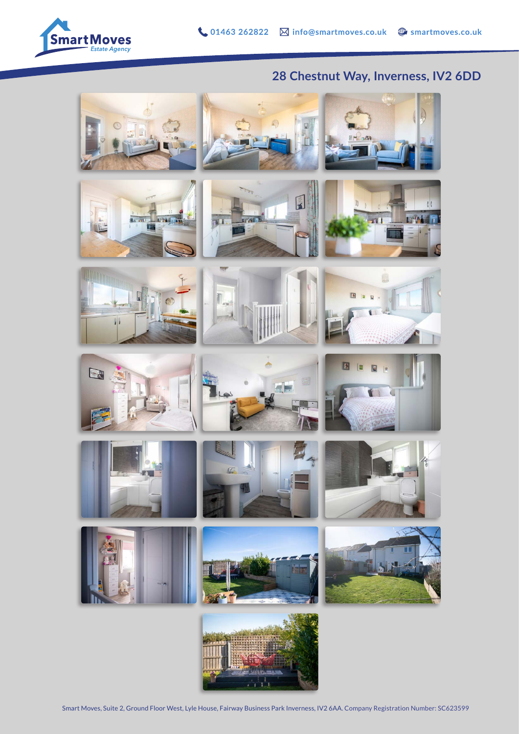SmartMoves Estate Agency

01463 262822 info@smartmoves.co.uk smartmoves.co.uk

## 28 Chestnut Way, Inverness, IV2 6DD

Smart Moves, Suite 2, Ground Floor West, Lyle House, Fairway Business Park Inverness, IV2 6AA. Company Registration Number: SC623599